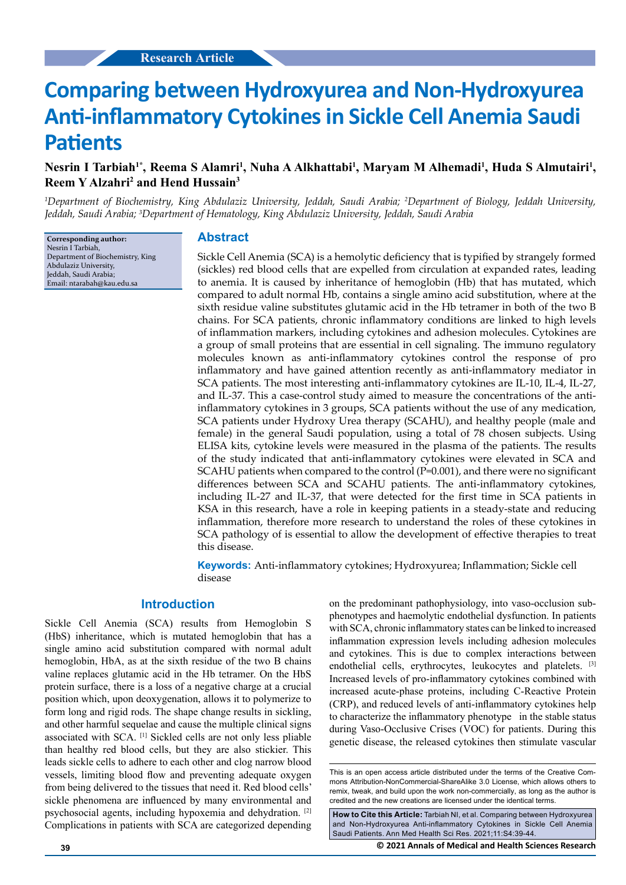Research Article

# Comparing between Hydroxyurea and Non-Hydroxyurea Anti-inflammatory Cytokines in Sickle Cell Anemia Saudi Patients

**Nesrin I Tarbiah[1*], Reema S Alamri[1], Nuha A Alkhattabi[1], Maryam M Alhemadi[1], Huda S Almutairi[1], Reem Y Alzahri[2] and Hend Hussain[3]**

*[1]Department of Biochemistry, King Abdulaziz University, Jeddah, Saudi Arabia; [2]Department of Biology, Jeddah University, Jeddah, Saudi Arabia; [3]Department of Hematology, King Abdulaziz University, Jeddah, Saudi Arabia*

**Corresponding author:**
Nesrin I Tarbiah,
Department of Biochemistry, King Abdulaziz University,
Jeddah, Saudi Arabia;
Email: ntarabah@kau.edu.sa

## Abstract

Sickle Cell Anemia (SCA) is a hemolytic deficiency that is typified by strangely formed (sickles) red blood cells that are expelled from circulation at expanded rates, leading to anemia. It is caused by inheritance of hemoglobin (Hb) that has mutated, which compared to adult normal Hb, contains a single amino acid substitution, where at the sixth residue valine substitutes glutamic acid in the Hb tetramer in both of the two B chains. For SCA patients, chronic inflammatory conditions are linked to high levels of inflammation markers, including cytokines and adhesion molecules. Cytokines are a group of small proteins that are essential in cell signaling. The immuno regulatory molecules known as anti-inflammatory cytokines control the response of pro inflammatory and have gained attention recently as anti-inflammatory mediator in SCA patients. The most interesting anti-inflammatory cytokines are IL-10, IL-4, IL-27, and IL-37. This a case-control study aimed to measure the concentrations of the anti-inflammatory cytokines in 3 groups, SCA patients without the use of any medication, SCA patients under Hydroxy Urea therapy (SCAHU), and healthy people (male and female) in the general Saudi population, using a total of 78 chosen subjects. Using ELISA kits, cytokine levels were measured in the plasma of the patients. The results of the study indicated that anti-inflammatory cytokines were elevated in SCA and SCAHU patients when compared to the control (P=0.001), and there were no significant differences between SCA and SCAHU patients. The anti-inflammatory cytokines, including IL-27 and IL-37, that were detected for the first time in SCA patients in KSA in this research, have a role in keeping patients in a steady-state and reducing inflammation, therefore more research to understand the roles of these cytokines in SCA pathology of is essential to allow the development of effective therapies to treat this disease.

**Keywords:** Anti-inflammatory cytokines; Hydroxyurea; Inflammation; Sickle cell disease

## Introduction

Sickle Cell Anemia (SCA) results from Hemoglobin S (HbS) inheritance, which is mutated hemoglobin that has a single amino acid substitution compared with normal adult hemoglobin, HbA, as at the sixth residue of the two B chains valine replaces glutamic acid in the Hb tetramer. On the HbS protein surface, there is a loss of a negative charge at a crucial position which, upon deoxygenation, allows it to polymerize to form long and rigid rods. The shape change results in sickling, and other harmful sequelae and cause the multiple clinical signs associated with SCA. [1] Sickled cells are not only less pliable than healthy red blood cells, but they are also stickier. This leads sickle cells to adhere to each other and clog narrow blood vessels, limiting blood flow and preventing adequate oxygen from being delivered to the tissues that need it. Red blood cells' sickle phenomena are influenced by many environmental and psychosocial agents, including hypoxemia and dehydration. [2] Complications in patients with SCA are categorized depending on the predominant pathophysiology, into vaso-occlusion sub-phenotypes and haemolytic endothelial dysfunction. In patients with SCA, chronic inflammatory states can be linked to increased inflammation expression levels including adhesion molecules and cytokines. This is due to complex interactions between endothelial cells, erythrocytes, leukocytes and platelets. [3] Increased levels of pro-inflammatory cytokines combined with increased acute-phase proteins, including C-Reactive Protein (CRP), and reduced levels of anti-inflammatory cytokines help to characterize the inflammatory phenotype in the stable status during Vaso-Occlusive Crises (VOC) for patients. During this genetic disease, the released cytokines then stimulate vascular

This is an open access article distributed under the terms of the Creative Commons Attribution-NonCommercial-ShareAlike 3.0 License, which allows others to remix, tweak, and build upon the work non-commercially, as long as the author is credited and the new creations are licensed under the identical terms.

**How to Cite this Article:** Tarbiah NI, et al. Comparing between Hydroxyurea and Non-Hydroxyurea Anti-inflammatory Cytokines in Sickle Cell Anemia Saudi Patients. Ann Med Health Sci Res. 2021;11:S4:39-44.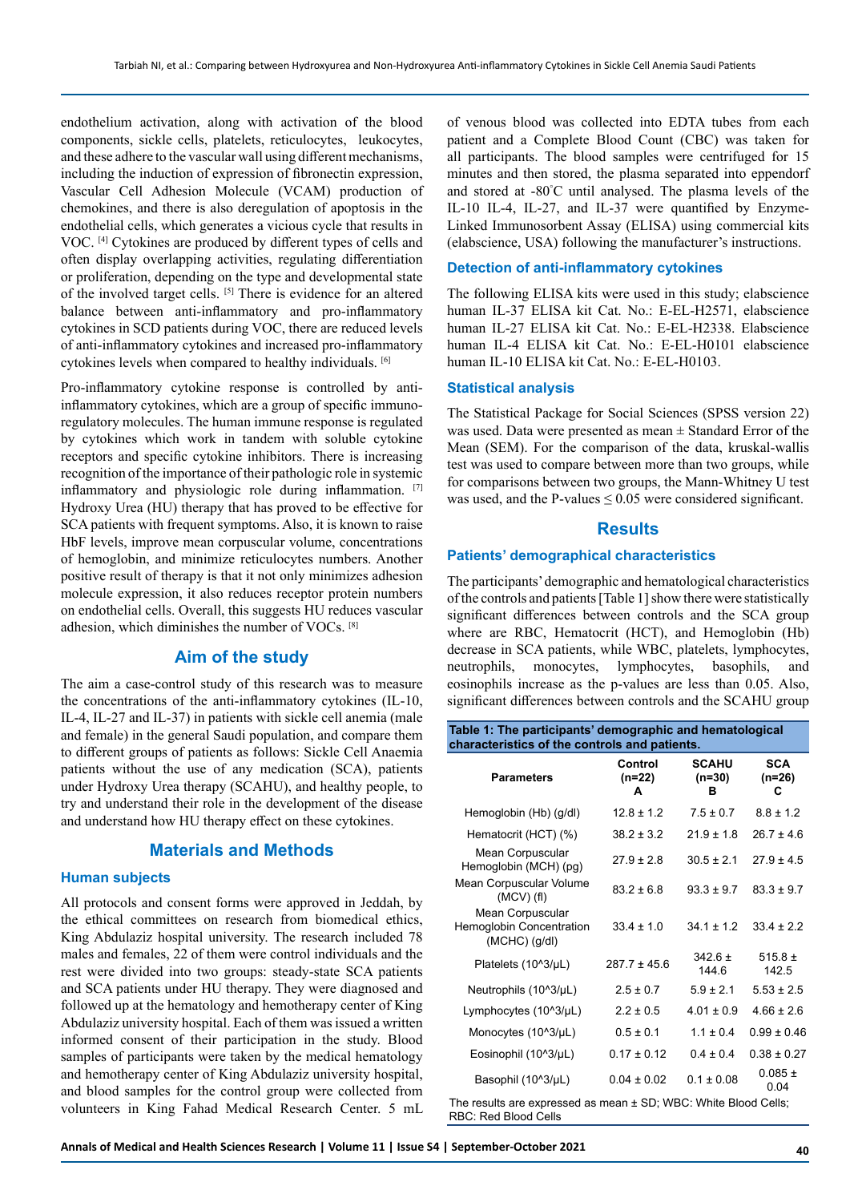endothelium activation, along with activation of the blood components, sickle cells, platelets, reticulocytes, leukocytes, and these adhere to the vascular wall using different mechanisms, including the induction of expression of fibronectin expression, Vascular Cell Adhesion Molecule (VCAM) production of chemokines, and there is also deregulation of apoptosis in the endothelial cells, which generates a vicious cycle that results in VOC. [4] Cytokines are produced by different types of cells and often display overlapping activities, regulating differentiation or proliferation, depending on the type and developmental state of the involved target cells. [5] There is evidence for an altered balance between anti-inflammatory and pro-inflammatory cytokines in SCD patients during VOC, there are reduced levels of anti-inflammatory cytokines and increased pro-inflammatory cytokines levels when compared to healthy individuals. [6]

Pro-inflammatory cytokine response is controlled by anti-inflammatory cytokines, which are a group of specific immuno-regulatory molecules. The human immune response is regulated by cytokines which work in tandem with soluble cytokine receptors and specific cytokine inhibitors. There is increasing recognition of the importance of their pathologic role in systemic inflammatory and physiologic role during inflammation. [7] Hydroxy Urea (HU) therapy that has proved to be effective for SCA patients with frequent symptoms. Also, it is known to raise HbF levels, improve mean corpuscular volume, concentrations of hemoglobin, and minimize reticulocytes numbers. Another positive result of therapy is that it not only minimizes adhesion molecule expression, it also reduces receptor protein numbers on endothelial cells. Overall, this suggests HU reduces vascular adhesion, which diminishes the number of VOCs. [8]

## Aim of the study

The aim a case-control study of this research was to measure the concentrations of the anti-inflammatory cytokines (IL-10, IL-4, IL-27 and IL-37) in patients with sickle cell anemia (male and female) in the general Saudi population, and compare them to different groups of patients as follows: Sickle Cell Anaemia patients without the use of any medication (SCA), patients under Hydroxy Urea therapy (SCAHU), and healthy people, to try and understand their role in the development of the disease and understand how HU therapy effect on these cytokines.

## Materials and Methods

### Human subjects

All protocols and consent forms were approved in Jeddah, by the ethical committees on research from biomedical ethics, King Abdulaziz hospital university. The research included 78 males and females, 22 of them were control individuals and the rest were divided into two groups: steady-state SCA patients and SCA patients under HU therapy. They were diagnosed and followed up at the hematology and hemotherapy center of King Abdulaziz university hospital. Each of them was issued a written informed consent of their participation in the study. Blood samples of participants were taken by the medical hematology and hemotherapy center of King Abdulaziz university hospital, and blood samples for the control group were collected from volunteers in King Fahad Medical Research Center. 5 mL of venous blood was collected into EDTA tubes from each patient and a Complete Blood Count (CBC) was taken for all participants. The blood samples were centrifuged for 15 minutes and then stored, the plasma separated into eppendorf and stored at -80°C until analysed. The plasma levels of the IL-10 IL-4, IL-27, and IL-37 were quantified by Enzyme-Linked Immunosorbent Assay (ELISA) using commercial kits (elabscience, USA) following the manufacturer's instructions.

### Detection of anti-inflammatory cytokines

The following ELISA kits were used in this study; elabscience human IL-37 ELISA kit Cat. No.: E-EL-H2571, elabscience human IL-27 ELISA kit Cat. No.: E-EL-H2338. Elabscience human IL-4 ELISA kit Cat. No.: E-EL-H0101 elabscience human IL-10 ELISA kit Cat. No.: E-EL-H0103.

### Statistical analysis

The Statistical Package for Social Sciences (SPSS version 22) was used. Data were presented as mean ± Standard Error of the Mean (SEM). For the comparison of the data, kruskal-wallis test was used to compare between more than two groups, while for comparisons between two groups, the Mann-Whitney U test was used, and the P-values ≤ 0.05 were considered significant.

## Results

### Patients' demographical characteristics

The participants' demographic and hematological characteristics of the controls and patients [Table 1] show there were statistically significant differences between controls and the SCA group where are RBC, Hematocrit (HCT), and Hemoglobin (Hb) decrease in SCA patients, while WBC, platelets, lymphocytes, neutrophils, monocytes, lymphocytes, basophils, and eosinophils increase as the p-values are less than 0.05. Also, significant differences between controls and the SCAHU group

**Table 1: The participants' demographic and hematological characteristics of the controls and patients.**

| Parameters | Control (n=22) A | SCAHU (n=30) B | SCA (n=26) C |
|---|---|---|---|
| Hemoglobin (Hb) (g/dl) | 12.8 ± 1.2 | 7.5 ± 0.7 | 8.8 ± 1.2 |
| Hematocrit (HCT) (%) | 38.2 ± 3.2 | 21.9 ± 1.8 | 26.7 ± 4.6 |
| Mean Corpuscular Hemoglobin (MCH) (pg) | 27.9 ± 2.8 | 30.5 ± 2.1 | 27.9 ± 4.5 |
| Mean Corpuscular Volume (MCV) (fl) | 83.2 ± 6.8 | 93.3 ± 9.7 | 83.3 ± 9.7 |
| Mean Corpuscular Hemoglobin Concentration (MCHC) (g/dl) | 33.4 ± 1.0 | 34.1 ± 1.2 | 33.4 ± 2.2 |
| Platelets (10^3/µL) | 287.7 ± 45.6 | 342.6 ± 144.6 | 515.8 ± 142.5 |
| Neutrophils (10^3/µL) | 2.5 ± 0.7 | 5.9 ± 2.1 | 5.53 ± 2.5 |
| Lymphocytes (10^3/µL) | 2.2 ± 0.5 | 4.01 ± 0.9 | 4.66 ± 2.6 |
| Monocytes (10^3/µL) | 0.5 ± 0.1 | 1.1 ± 0.4 | 0.99 ± 0.46 |
| Eosinophil (10^3/µL) | 0.17 ± 0.12 | 0.4 ± 0.4 | 0.38 ± 0.27 |
| Basophil (10^3/µL) | 0.04 ± 0.02 | 0.1 ± 0.08 | 0.085 ± 0.04 |

The results are expressed as mean ± SD; WBC: White Blood Cells; RBC: Red Blood Cells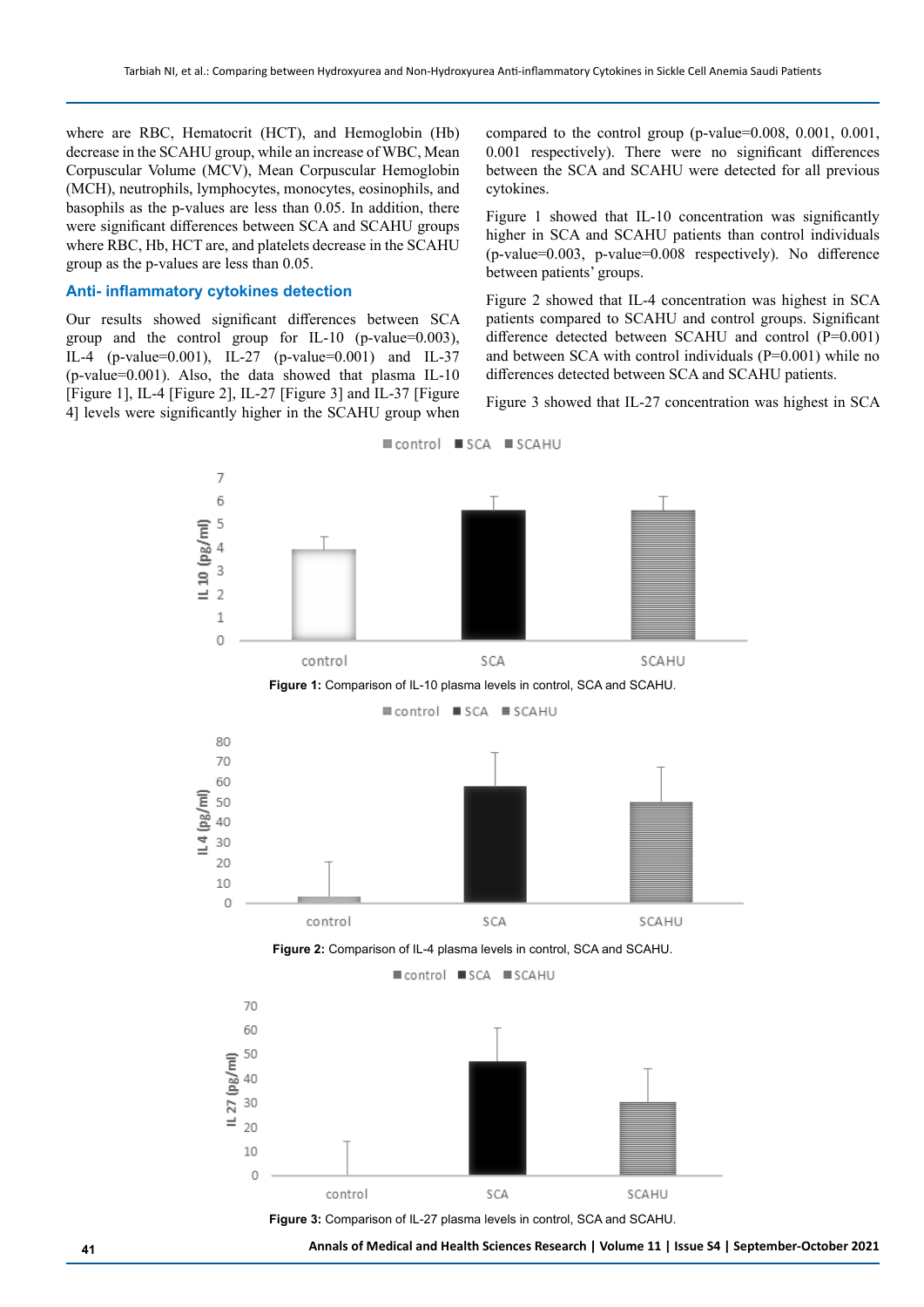where are RBC, Hematocrit (HCT), and Hemoglobin (Hb) decrease in the SCAHU group, while an increase of WBC, Mean Corpuscular Volume (MCV), Mean Corpuscular Hemoglobin (MCH), neutrophils, lymphocytes, monocytes, eosinophils, and basophils as the p-values are less than 0.05. In addition, there were significant differences between SCA and SCAHU groups where RBC, Hb, HCT are, and platelets decrease in the SCAHU group as the p-values are less than 0.05.

## Anti- inflammatory cytokines detection

Our results showed significant differences between SCA group and the control group for IL-10 (p-value=0.003), IL-4 (p-value=0.001), IL-27 (p-value=0.001) and IL-37 (p-value=0.001). Also, the data showed that plasma IL-10 [Figure 1], IL-4 [Figure 2], IL-27 [Figure 3] and IL-37 [Figure 4] levels were significantly higher in the SCAHU group when compared to the control group (p-value=0.008, 0.001, 0.001, 0.001 respectively). There were no significant differences between the SCA and SCAHU were detected for all previous cytokines.

Figure 1 showed that IL-10 concentration was significantly higher in SCA and SCAHU patients than control individuals (p-value=0.003, p-value=0.008 respectively). No difference between patients' groups.

Figure 2 showed that IL-4 concentration was highest in SCA patients compared to SCAHU and control groups. Significant difference detected between SCAHU and control (P=0.001) and between SCA with control individuals (P=0.001) while no differences detected between SCA and SCAHU patients.

Figure 3 showed that IL-27 concentration was highest in SCA

**Figure 1:** Comparison of IL-10 plasma levels in control, SCA and SCAHU.

**Figure 2:** Comparison of IL-4 plasma levels in control, SCA and SCAHU.

**Figure 3:** Comparison of IL-27 plasma levels in control, SCA and SCAHU.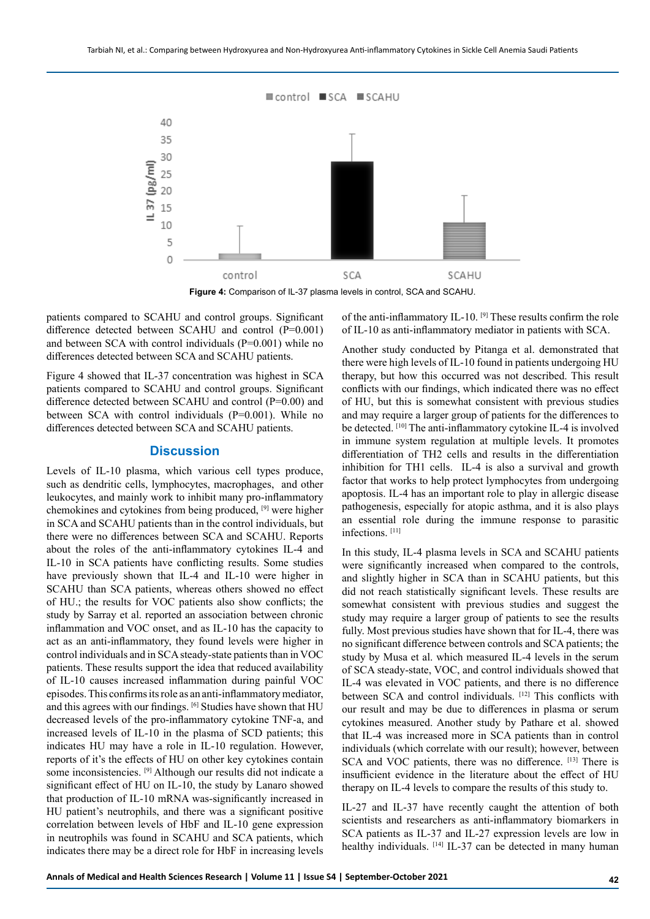Figure 4: Comparison of IL-37 plasma levels in control, SCA and SCAHU.

patients compared to SCAHU and control groups. Significant difference detected between SCAHU and control (P=0.001) and between SCA with control individuals (P=0.001) while no differences detected between SCA and SCAHU patients.

Figure 4 showed that IL-37 concentration was highest in SCA patients compared to SCAHU and control groups. Significant difference detected between SCAHU and control (P=0.00) and between SCA with control individuals (P=0.001). While no differences detected between SCA and SCAHU patients.

## Discussion

Levels of IL-10 plasma, which various cell types produce, such as dendritic cells, lymphocytes, macrophages, and other leukocytes, and mainly work to inhibit many pro-inflammatory chemokines and cytokines from being produced, [9] were higher in SCA and SCAHU patients than in the control individuals, but there were no differences between SCA and SCAHU. Reports about the roles of the anti-inflammatory cytokines IL-4 and IL-10 in SCA patients have conflicting results. Some studies have previously shown that IL-4 and IL-10 were higher in SCAHU than SCA patients, whereas others showed no effect of HU.; the results for VOC patients also show conflicts; the study by Sarray et al. reported an association between chronic inflammation and VOC onset, and as IL-10 has the capacity to act as an anti-inflammatory, they found levels were higher in control individuals and in SCA steady-state patients than in VOC patients. These results support the idea that reduced availability of IL-10 causes increased inflammation during painful VOC episodes. This confirms its role as an anti-inflammatory mediator, and this agrees with our findings. [6] Studies have shown that HU decreased levels of the pro-inflammatory cytokine TNF-a, and increased levels of IL-10 in the plasma of SCD patients; this indicates HU may have a role in IL-10 regulation. However, reports of it's the effects of HU on other key cytokines contain some inconsistencies. [9] Although our results did not indicate a significant effect of HU on IL-10, the study by Lanaro showed that production of IL-10 mRNA was-significantly increased in HU patient's neutrophils, and there was a significant positive correlation between levels of HbF and IL-10 gene expression in neutrophils was found in SCAHU and SCA patients, which indicates there may be a direct role for HbF in increasing levels of the anti-inflammatory IL-10. [9] These results confirm the role of IL-10 as anti-inflammatory mediator in patients with SCA.

Another study conducted by Pitanga et al. demonstrated that there were high levels of IL-10 found in patients undergoing HU therapy, but how this occurred was not described. This result conflicts with our findings, which indicated there was no effect of HU, but this is somewhat consistent with previous studies and may require a larger group of patients for the differences to be detected. [10] The anti-inflammatory cytokine IL-4 is involved in immune system regulation at multiple levels. It promotes differentiation of TH2 cells and results in the differentiation inhibition for TH1 cells. IL-4 is also a survival and growth factor that works to help protect lymphocytes from undergoing apoptosis. IL-4 has an important role to play in allergic disease pathogenesis, especially for atopic asthma, and it is also plays an essential role during the immune response to parasitic infections. [11]

In this study, IL-4 plasma levels in SCA and SCAHU patients were significantly increased when compared to the controls, and slightly higher in SCA than in SCAHU patients, but this did not reach statistically significant levels. These results are somewhat consistent with previous studies and suggest the study may require a larger group of patients to see the results fully. Most previous studies have shown that for IL-4, there was no significant difference between controls and SCA patients; the study by Musa et al. which measured IL-4 levels in the serum of SCA steady-state, VOC, and control individuals showed that IL-4 was elevated in VOC patients, and there is no difference between SCA and control individuals. [12] This conflicts with our result and may be due to differences in plasma or serum cytokines measured. Another study by Pathare et al. showed that IL-4 was increased more in SCA patients than in control individuals (which correlate with our result); however, between SCA and VOC patients, there was no difference. [13] There is insufficient evidence in the literature about the effect of HU therapy on IL-4 levels to compare the results of this study to.

IL-27 and IL-37 have recently caught the attention of both scientists and researchers as anti-inflammatory biomarkers in SCA patients as IL-37 and IL-27 expression levels are low in healthy individuals. [14] IL-37 can be detected in many human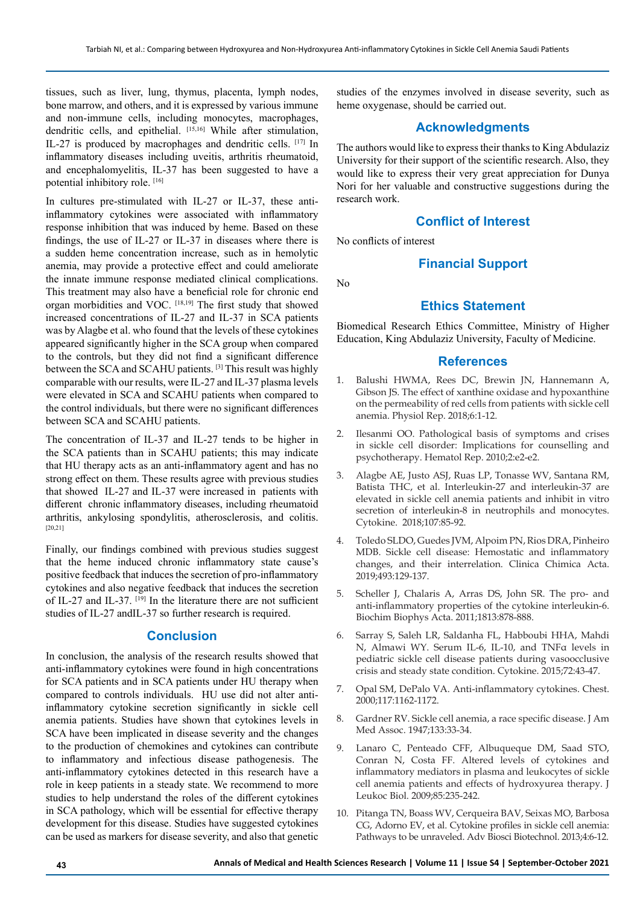tissues, such as liver, lung, thymus, placenta, lymph nodes, bone marrow, and others, and it is expressed by various immune and non-immune cells, including monocytes, macrophages, dendritic cells, and epithelial. [15,16] While after stimulation, IL-27 is produced by macrophages and dendritic cells. [17] In inflammatory diseases including uveitis, arthritis rheumatoid, and encephalomyelitis, IL-37 has been suggested to have a potential inhibitory role. [16]

In cultures pre-stimulated with IL-27 or IL-37, these anti-inflammatory cytokines were associated with inflammatory response inhibition that was induced by heme. Based on these findings, the use of IL-27 or IL-37 in diseases where there is a sudden heme concentration increase, such as in hemolytic anemia, may provide a protective effect and could ameliorate the innate immune response mediated clinical complications. This treatment may also have a beneficial role for chronic end organ morbidities and VOC. [18,19] The first study that showed increased concentrations of IL-27 and IL-37 in SCA patients was by Alagbe et al. who found that the levels of these cytokines appeared significantly higher in the SCA group when compared to the controls, but they did not find a significant difference between the SCA and SCAHU patients. [3] This result was highly comparable with our results, were IL-27 and IL-37 plasma levels were elevated in SCA and SCAHU patients when compared to the control individuals, but there were no significant differences between SCA and SCAHU patients.

The concentration of IL-37 and IL-27 tends to be higher in the SCA patients than in SCAHU patients; this may indicate that HU therapy acts as an anti-inflammatory agent and has no strong effect on them. These results agree with previous studies that showed IL-27 and IL-37 were increased in patients with different chronic inflammatory diseases, including rheumatoid arthritis, ankylosing spondylitis, atherosclerosis, and colitis. [20,21]

Finally, our findings combined with previous studies suggest that the heme induced chronic inflammatory state cause's positive feedback that induces the secretion of pro-inflammatory cytokines and also negative feedback that induces the secretion of IL-27 and IL-37. [19] In the literature there are not sufficient studies of IL-27 andIL-37 so further research is required.

## Conclusion

In conclusion, the analysis of the research results showed that anti-inflammatory cytokines were found in high concentrations for SCA patients and in SCA patients under HU therapy when compared to controls individuals. HU use did not alter anti-inflammatory cytokine secretion significantly in sickle cell anemia patients. Studies have shown that cytokines levels in SCA have been implicated in disease severity and the changes to the production of chemokines and cytokines can contribute to inflammatory and infectious disease pathogenesis. The anti-inflammatory cytokines detected in this research have a role in keep patients in a steady state. We recommend to more studies to help understand the roles of the different cytokines in SCA pathology, which will be essential for effective therapy development for this disease. Studies have suggested cytokines can be used as markers for disease severity, and also that genetic studies of the enzymes involved in disease severity, such as heme oxygenase, should be carried out.

## Acknowledgments

The authors would like to express their thanks to King Abdulaziz University for their support of the scientific research. Also, they would like to express their very great appreciation for Dunya Nori for her valuable and constructive suggestions during the research work.

## Conflict of Interest

No conflicts of interest

## Financial Support

No

## Ethics Statement

Biomedical Research Ethics Committee, Ministry of Higher Education, King Abdulaziz University, Faculty of Medicine.

## References

1. Balushi HWMA, Rees DC, Brewin JN, Hannemann A, Gibson JS. The effect of xanthine oxidase and hypoxanthine on the permeability of red cells from patients with sickle cell anemia. Physiol Rep. 2018;6:1-12.
2. Ilesanmi OO. Pathological basis of symptoms and crises in sickle cell disorder: Implications for counselling and psychotherapy. Hematol Rep. 2010;2:e2-e2.
3. Alagbe AE, Justo ASJ, Ruas LP, Tonasse WV, Santana RM, Batista THC, et al. Interleukin-27 and interleukin-37 are elevated in sickle cell anemia patients and inhibit in vitro secretion of interleukin-8 in neutrophils and monocytes. Cytokine. 2018;107:85-92.
4. Toledo SLDO, Guedes JVM, Alpoim PN, Rios DRA, Pinheiro MDB. Sickle cell disease: Hemostatic and inflammatory changes, and their interrelation. Clinica Chimica Acta. 2019;493:129-137.
5. Scheller J, Chalaris A, Arras DS, John SR. The pro- and anti-inflammatory properties of the cytokine interleukin-6. Biochim Biophys Acta. 2011;1813:878-888.
6. Sarray S, Saleh LR, Saldanha FL, Habboubi HHA, Mahdi N, Almawi WY. Serum IL-6, IL-10, and TNFα levels in pediatric sickle cell disease patients during vasoocclusive crisis and steady state condition. Cytokine. 2015;72:43-47.
7. Opal SM, DePalo VA. Anti-inflammatory cytokines. Chest. 2000;117:1162-1172.
8. Gardner RV. Sickle cell anemia, a race specific disease. J Am Med Assoc. 1947;133:33-34.
9. Lanaro C, Penteado CFF, Albuqueque DM, Saad STO, Conran N, Costa FF. Altered levels of cytokines and inflammatory mediators in plasma and leukocytes of sickle cell anemia patients and effects of hydroxyurea therapy. J Leukoc Biol. 2009;85:235-242.
10. Pitanga TN, Boass WV, Cerqueira BAV, Seixas MO, Barbosa CG, Adorno EV, et al. Cytokine profiles in sickle cell anemia: Pathways to be unraveled. Adv Biosci Biotechnol. 2013;4:6-12.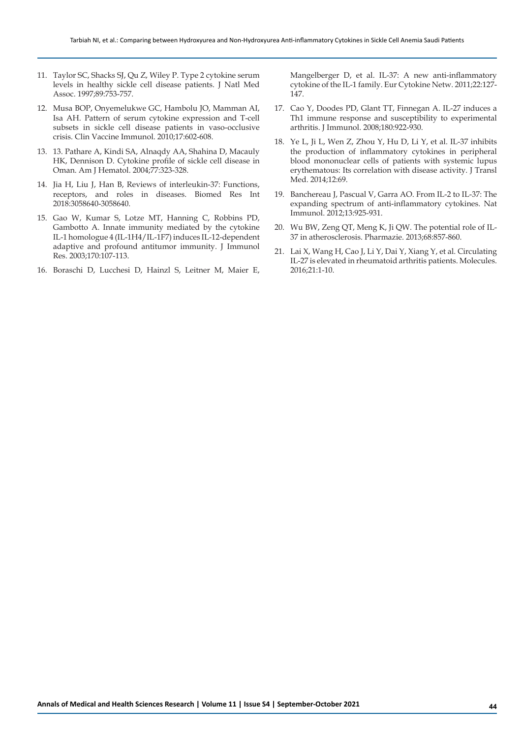11. Taylor SC, Shacks SJ, Qu Z, Wiley P. Type 2 cytokine serum levels in healthy sickle cell disease patients. J Natl Med Assoc. 1997;89:753-757.
12. Musa BOP, Onyemelukwe GC, Hambolu JO, Mamman AI, Isa AH. Pattern of serum cytokine expression and T-cell subsets in sickle cell disease patients in vaso-occlusive crisis. Clin Vaccine Immunol. 2010;17:602-608.
13. 13. Pathare A, Kindi SA, Alnaqdy AA, Shahina D, Macauly HK, Dennison D. Cytokine profile of sickle cell disease in Oman. Am J Hematol. 2004;77:323-328.
14. Jia H, Liu J, Han B, Reviews of interleukin-37: Functions, receptors, and roles in diseases. Biomed Res Int 2018:3058640-3058640.
15. Gao W, Kumar S, Lotze MT, Hanning C, Robbins PD, Gambotto A. Innate immunity mediated by the cytokine IL-1 homologue 4 (IL-1H4/IL-1F7) induces IL-12-dependent adaptive and profound antitumor immunity. J Immunol Res. 2003;170:107-113.
16. Boraschi D, Lucchesi D, Hainzl S, Leitner M, Maier E, Mangelberger D, et al. IL-37: A new anti-inflammatory cytokine of the IL-1 family. Eur Cytokine Netw. 2011;22:127-147.
17. Cao Y, Doodes PD, Glant TT, Finnegan A. IL-27 induces a Th1 immune response and susceptibility to experimental arthritis. J Immunol. 2008;180:922-930.
18. Ye L, Ji L, Wen Z, Zhou Y, Hu D, Li Y, et al. IL-37 inhibits the production of inflammatory cytokines in peripheral blood mononuclear cells of patients with systemic lupus erythematous: Its correlation with disease activity. J Transl Med. 2014;12:69.
19. Banchereau J, Pascual V, Garra AO. From IL-2 to IL-37: The expanding spectrum of anti-inflammatory cytokines. Nat Immunol. 2012;13:925-931.
20. Wu BW, Zeng QT, Meng K, Ji QW. The potential role of IL-37 in atherosclerosis. Pharmazie. 2013;68:857-860.
21. Lai X, Wang H, Cao J, Li Y, Dai Y, Xiang Y, et al. Circulating IL-27 is elevated in rheumatoid arthritis patients. Molecules. 2016;21:1-10.